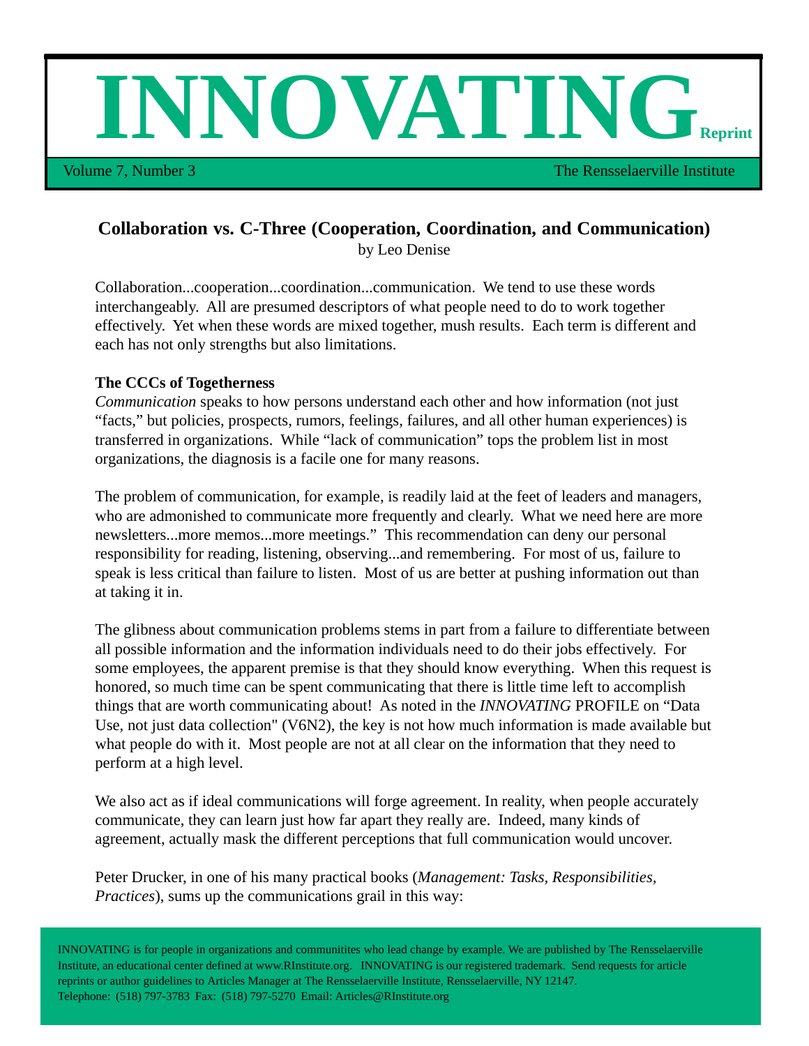# INNOVATING Reprint

Volume 7, Number 3 — The Rensselaerville Institute

## Collaboration vs. C-Three (Cooperation, Coordination, and Communication)

by Leo Denise

Collaboration...cooperation...coordination...communication. We tend to use these words interchangeably. All are presumed descriptors of what people need to do to work together effectively. Yet when these words are mixed together, mush results. Each term is different and each has not only strengths but also limitations.

### The CCCs of Togetherness

*Communication* speaks to how persons understand each other and how information (not just "facts," but policies, prospects, rumors, feelings, failures, and all other human experiences) is transferred in organizations. While "lack of communication" tops the problem list in most organizations, the diagnosis is a facile one for many reasons.

The problem of communication, for example, is readily laid at the feet of leaders and managers, who are admonished to communicate more frequently and clearly. What we need here are more newsletters...more memos...more meetings." This recommendation can deny our personal responsibility for reading, listening, observing...and remembering. For most of us, failure to speak is less critical than failure to listen. Most of us are better at pushing information out than at taking it in.

The glibness about communication problems stems in part from a failure to differentiate between all possible information and the information individuals need to do their jobs effectively. For some employees, the apparent premise is that they should know everything. When this request is honored, so much time can be spent communicating that there is little time left to accomplish things that are worth communicating about! As noted in the *INNOVATING* PROFILE on "Data Use, not just data collection" (V6N2), the key is not how much information is made available but what people do with it. Most people are not at all clear on the information that they need to perform at a high level.

We also act as if ideal communications will forge agreement. In reality, when people accurately communicate, they can learn just how far apart they really are. Indeed, many kinds of agreement, actually mask the different perceptions that full communication would uncover.

Peter Drucker, in one of his many practical books (*Management: Tasks, Responsibilities, Practices*), sums up the communications grail in this way:

INNOVATING is for people in organizations and communitites who lead change by example. We are published by The Rensselaerville Institute, an educational center defined at www.RInstitute.org. INNOVATING is our registered trademark. Send requests for article reprints or author guidelines to Articles Manager at The Rensselaerville Institute, Rensselaerville, NY 12147.
Telephone: (518) 797-3783 Fax: (518) 797-5270 Email: Articles@RInstitute.org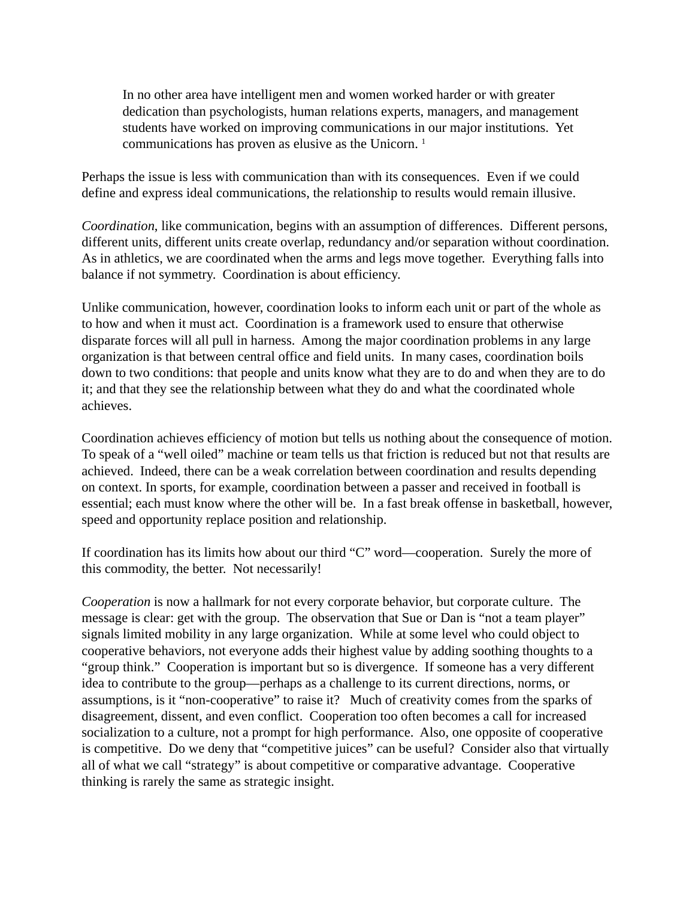> In no other area have intelligent men and women worked harder or with greater dedication than psychologists, human relations experts, managers, and management students have worked on improving communications in our major institutions. Yet communications has proven as elusive as the Unicorn. [1]

Perhaps the issue is less with communication than with its consequences. Even if we could define and express ideal communications, the relationship to results would remain illusive.

*Coordination*, like communication, begins with an assumption of differences. Different persons, different units, different units create overlap, redundancy and/or separation without coordination. As in athletics, we are coordinated when the arms and legs move together. Everything falls into balance if not symmetry. Coordination is about efficiency.

Unlike communication, however, coordination looks to inform each unit or part of the whole as to how and when it must act. Coordination is a framework used to ensure that otherwise disparate forces will all pull in harness. Among the major coordination problems in any large organization is that between central office and field units. In many cases, coordination boils down to two conditions: that people and units know what they are to do and when they are to do it; and that they see the relationship between what they do and what the coordinated whole achieves.

Coordination achieves efficiency of motion but tells us nothing about the consequence of motion. To speak of a "well oiled" machine or team tells us that friction is reduced but not that results are achieved. Indeed, there can be a weak correlation between coordination and results depending on context. In sports, for example, coordination between a passer and received in football is essential; each must know where the other will be. In a fast break offense in basketball, however, speed and opportunity replace position and relationship.

If coordination has its limits how about our third "C" word—cooperation. Surely the more of this commodity, the better. Not necessarily!

*Cooperation* is now a hallmark for not every corporate behavior, but corporate culture. The message is clear: get with the group. The observation that Sue or Dan is "not a team player" signals limited mobility in any large organization. While at some level who could object to cooperative behaviors, not everyone adds their highest value by adding soothing thoughts to a "group think." Cooperation is important but so is divergence. If someone has a very different idea to contribute to the group—perhaps as a challenge to its current directions, norms, or assumptions, is it "non-cooperative" to raise it? Much of creativity comes from the sparks of disagreement, dissent, and even conflict. Cooperation too often becomes a call for increased socialization to a culture, not a prompt for high performance. Also, one opposite of cooperative is competitive. Do we deny that "competitive juices" can be useful? Consider also that virtually all of what we call "strategy" is about competitive or comparative advantage. Cooperative thinking is rarely the same as strategic insight.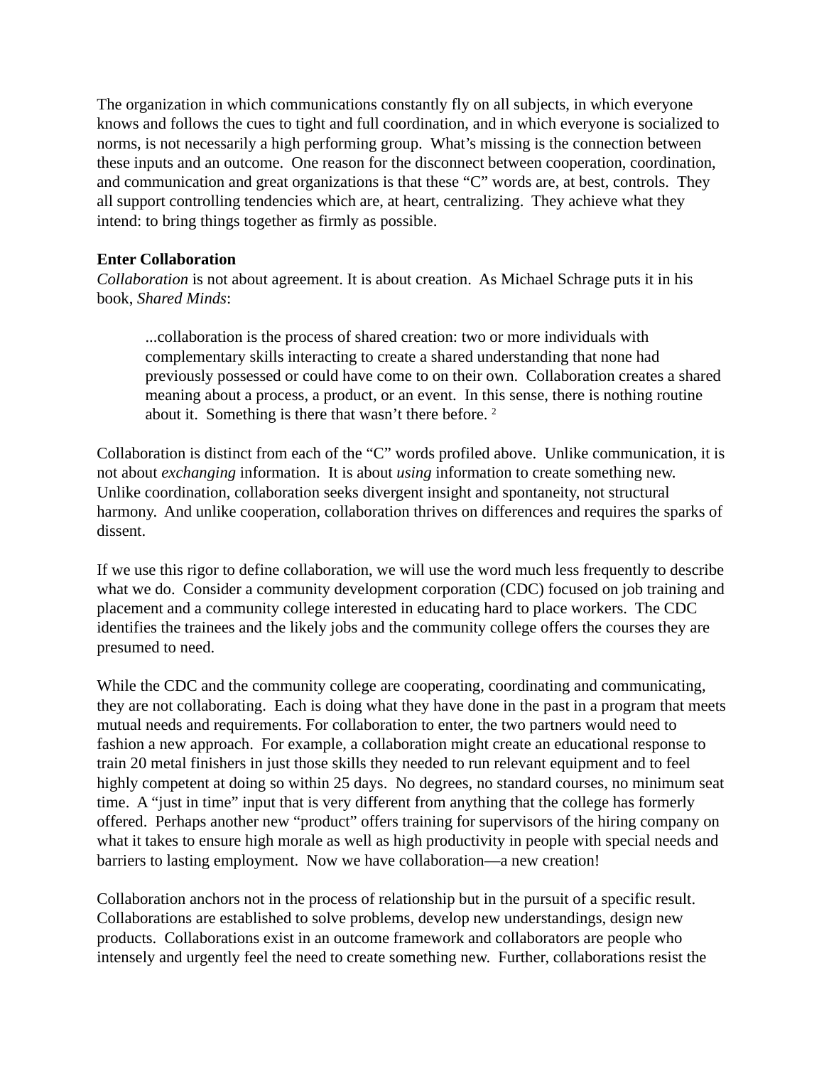The organization in which communications constantly fly on all subjects, in which everyone knows and follows the cues to tight and full coordination, and in which everyone is socialized to norms, is not necessarily a high performing group. What's missing is the connection between these inputs and an outcome. One reason for the disconnect between cooperation, coordination, and communication and great organizations is that these "C" words are, at best, controls. They all support controlling tendencies which are, at heart, centralizing. They achieve what they intend: to bring things together as firmly as possible.

**Enter Collaboration**

*Collaboration* is not about agreement. It is about creation. As Michael Schrage puts it in his book, *Shared Minds*:

> ...collaboration is the process of shared creation: two or more individuals with complementary skills interacting to create a shared understanding that none had previously possessed or could have come to on their own. Collaboration creates a shared meaning about a process, a product, or an event. In this sense, there is nothing routine about it. Something is there that wasn't there before. [2]

Collaboration is distinct from each of the "C" words profiled above. Unlike communication, it is not about *exchanging* information. It is about *using* information to create something new. Unlike coordination, collaboration seeks divergent insight and spontaneity, not structural harmony. And unlike cooperation, collaboration thrives on differences and requires the sparks of dissent.

If we use this rigor to define collaboration, we will use the word much less frequently to describe what we do. Consider a community development corporation (CDC) focused on job training and placement and a community college interested in educating hard to place workers. The CDC identifies the trainees and the likely jobs and the community college offers the courses they are presumed to need.

While the CDC and the community college are cooperating, coordinating and communicating, they are not collaborating. Each is doing what they have done in the past in a program that meets mutual needs and requirements. For collaboration to enter, the two partners would need to fashion a new approach. For example, a collaboration might create an educational response to train 20 metal finishers in just those skills they needed to run relevant equipment and to feel highly competent at doing so within 25 days. No degrees, no standard courses, no minimum seat time. A "just in time" input that is very different from anything that the college has formerly offered. Perhaps another new "product" offers training for supervisors of the hiring company on what it takes to ensure high morale as well as high productivity in people with special needs and barriers to lasting employment. Now we have collaboration—a new creation!

Collaboration anchors not in the process of relationship but in the pursuit of a specific result. Collaborations are established to solve problems, develop new understandings, design new products. Collaborations exist in an outcome framework and collaborators are people who intensely and urgently feel the need to create something new. Further, collaborations resist the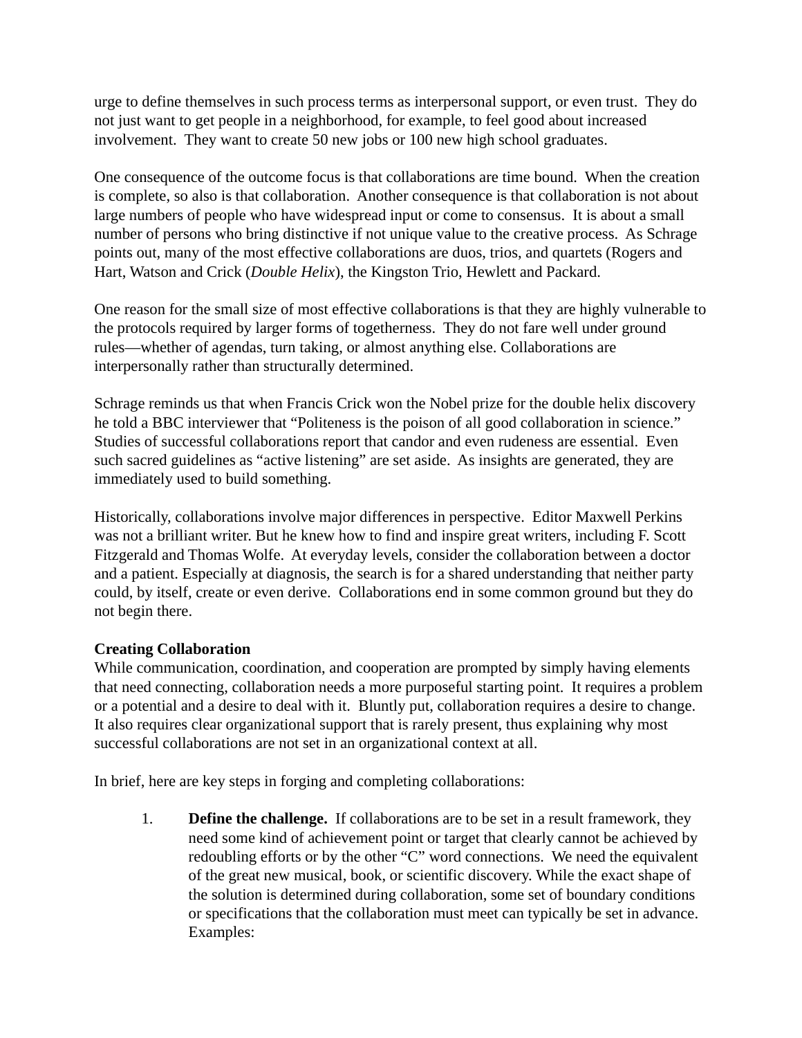urge to define themselves in such process terms as interpersonal support, or even trust. They do not just want to get people in a neighborhood, for example, to feel good about increased involvement. They want to create 50 new jobs or 100 new high school graduates.

One consequence of the outcome focus is that collaborations are time bound. When the creation is complete, so also is that collaboration. Another consequence is that collaboration is not about large numbers of people who have widespread input or come to consensus. It is about a small number of persons who bring distinctive if not unique value to the creative process. As Schrage points out, many of the most effective collaborations are duos, trios, and quartets (Rogers and Hart, Watson and Crick (*Double Helix*), the Kingston Trio, Hewlett and Packard.

One reason for the small size of most effective collaborations is that they are highly vulnerable to the protocols required by larger forms of togetherness. They do not fare well under ground rules—whether of agendas, turn taking, or almost anything else. Collaborations are interpersonally rather than structurally determined.

Schrage reminds us that when Francis Crick won the Nobel prize for the double helix discovery he told a BBC interviewer that "Politeness is the poison of all good collaboration in science." Studies of successful collaborations report that candor and even rudeness are essential. Even such sacred guidelines as "active listening" are set aside. As insights are generated, they are immediately used to build something.

Historically, collaborations involve major differences in perspective. Editor Maxwell Perkins was not a brilliant writer. But he knew how to find and inspire great writers, including F. Scott Fitzgerald and Thomas Wolfe. At everyday levels, consider the collaboration between a doctor and a patient. Especially at diagnosis, the search is for a shared understanding that neither party could, by itself, create or even derive. Collaborations end in some common ground but they do not begin there.

**Creating Collaboration**

While communication, coordination, and cooperation are prompted by simply having elements that need connecting, collaboration needs a more purposeful starting point. It requires a problem or a potential and a desire to deal with it. Bluntly put, collaboration requires a desire to change. It also requires clear organizational support that is rarely present, thus explaining why most successful collaborations are not set in an organizational context at all.

In brief, here are key steps in forging and completing collaborations:

1. **Define the challenge.** If collaborations are to be set in a result framework, they need some kind of achievement point or target that clearly cannot be achieved by redoubling efforts or by the other "C" word connections. We need the equivalent of the great new musical, book, or scientific discovery. While the exact shape of the solution is determined during collaboration, some set of boundary conditions or specifications that the collaboration must meet can typically be set in advance. Examples: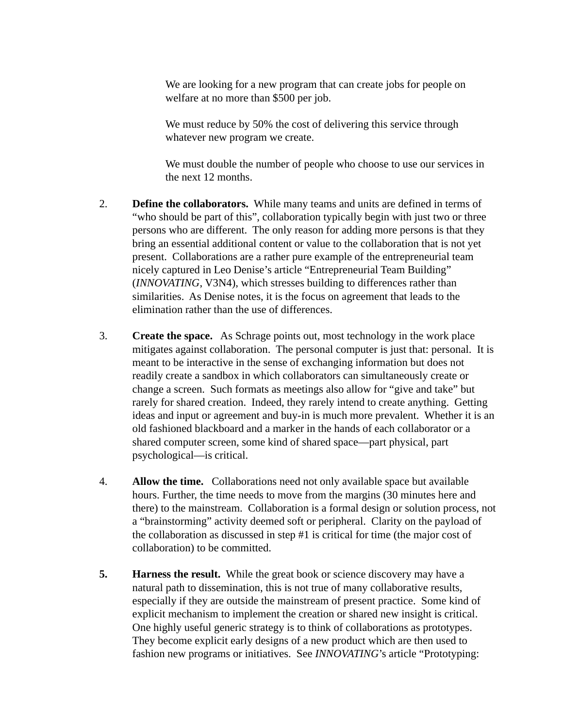> We are looking for a new program that can create jobs for people on welfare at no more than $500 per job.
>
> We must reduce by 50% the cost of delivering this service through whatever new program we create.
>
> We must double the number of people who choose to use our services in the next 12 months.

2. **Define the collaborators.** While many teams and units are defined in terms of "who should be part of this", collaboration typically begin with just two or three persons who are different. The only reason for adding more persons is that they bring an essential additional content or value to the collaboration that is not yet present. Collaborations are a rather pure example of the entrepreneurial team nicely captured in Leo Denise's article "Entrepreneurial Team Building" (*INNOVATING*, V3N4), which stresses building to differences rather than similarities. As Denise notes, it is the focus on agreement that leads to the elimination rather than the use of differences.

3. **Create the space.** As Schrage points out, most technology in the work place mitigates against collaboration. The personal computer is just that: personal. It is meant to be interactive in the sense of exchanging information but does not readily create a sandbox in which collaborators can simultaneously create or change a screen. Such formats as meetings also allow for "give and take" but rarely for shared creation. Indeed, they rarely intend to create anything. Getting ideas and input or agreement and buy-in is much more prevalent. Whether it is an old fashioned blackboard and a marker in the hands of each collaborator or a shared computer screen, some kind of shared space—part physical, part psychological—is critical.

4. **Allow the time.** Collaborations need not only available space but available hours. Further, the time needs to move from the margins (30 minutes here and there) to the mainstream. Collaboration is a formal design or solution process, not a "brainstorming" activity deemed soft or peripheral. Clarity on the payload of the collaboration as discussed in step #1 is critical for time (the major cost of collaboration) to be committed.

5. **Harness the result.** While the great book or science discovery may have a natural path to dissemination, this is not true of many collaborative results, especially if they are outside the mainstream of present practice. Some kind of explicit mechanism to implement the creation or shared new insight is critical. One highly useful generic strategy is to think of collaborations as prototypes. They become explicit early designs of a new product which are then used to fashion new programs or initiatives. See *INNOVATING*'s article "Prototyping: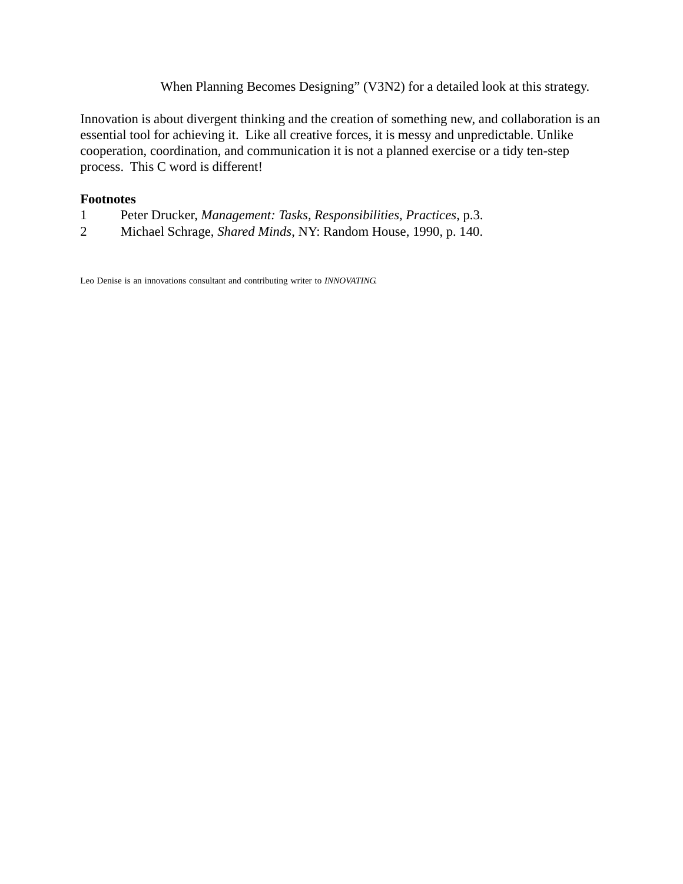When Planning Becomes Designing" (V3N2) for a detailed look at this strategy.

Innovation is about divergent thinking and the creation of something new, and collaboration is an essential tool for achieving it. Like all creative forces, it is messy and unpredictable. Unlike cooperation, coordination, and communication it is not a planned exercise or a tidy ten-step process. This C word is different!

**Footnotes**

1 Peter Drucker, *Management: Tasks, Responsibilities, Practices*, p.3.

2 Michael Schrage, *Shared Minds*, NY: Random House, 1990, p. 140.

Leo Denise is an innovations consultant and contributing writer to *INNOVATING*.